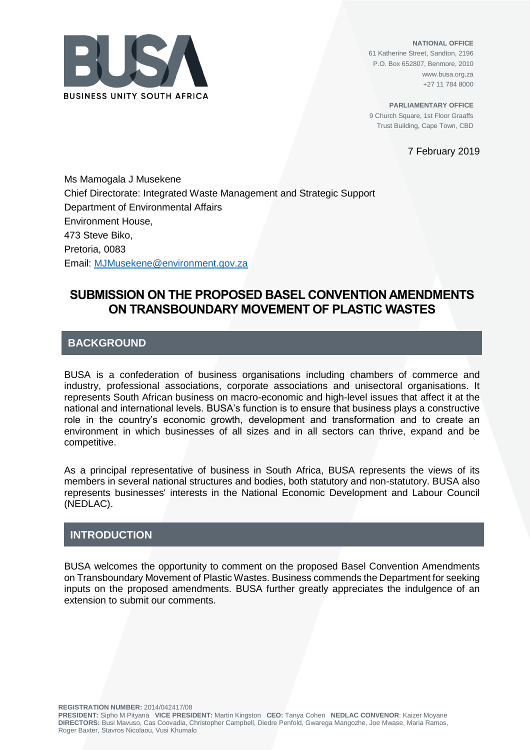BUSINESS UNITY SOUTH AFRICA

**NATIONAL OFFICE**
61 Katherine Street, Sandton, 2196
P.O. Box 652807, Benmore, 2010
www.busa.org.za
+27 11 784 8000

**PARLIAMENTARY OFFICE**
9 Church Square, 1st Floor Graaffs
Trust Building, Cape Town, CBD

7 February 2019

Ms Mamogala J Musekene
Chief Directorate: Integrated Waste Management and Strategic Support
Department of Environmental Affairs
Environment House,
473 Steve Biko,
Pretoria, 0083
Email: MJMusekene@environment.gov.za

# SUBMISSION ON THE PROPOSED BASEL CONVENTION AMENDMENTS ON TRANSBOUNDARY MOVEMENT OF PLASTIC WASTES

## BACKGROUND

BUSA is a confederation of business organisations including chambers of commerce and industry, professional associations, corporate associations and unisectoral organisations. It represents South African business on macro-economic and high-level issues that affect it at the national and international levels. BUSA's function is to ensure that business plays a constructive role in the country's economic growth, development and transformation and to create an environment in which businesses of all sizes and in all sectors can thrive, expand and be competitive.

As a principal representative of business in South Africa, BUSA represents the views of its members in several national structures and bodies, both statutory and non-statutory. BUSA also represents businesses' interests in the National Economic Development and Labour Council (NEDLAC).

## INTRODUCTION

BUSA welcomes the opportunity to comment on the proposed Basel Convention Amendments on Transboundary Movement of Plastic Wastes. Business commends the Department for seeking inputs on the proposed amendments. BUSA further greatly appreciates the indulgence of an extension to submit our comments.

**REGISTRATION NUMBER:** 2014/042417/08
**PRESIDENT:** Sipho M Pityana **VICE PRESIDENT:** Martin Kingston **CEO:** Tanya Cohen **NEDLAC CONVENOR**: Kaizer Moyane
**DIRECTORS:** Busi Mavuso, Cas Coovadia, Christopher Campbell, Diedre Penfold, Gwarega Mangozhe, Joe Mwase, Maria Ramos, Roger Baxter, Stavros Nicolaou, Vusi Khumalo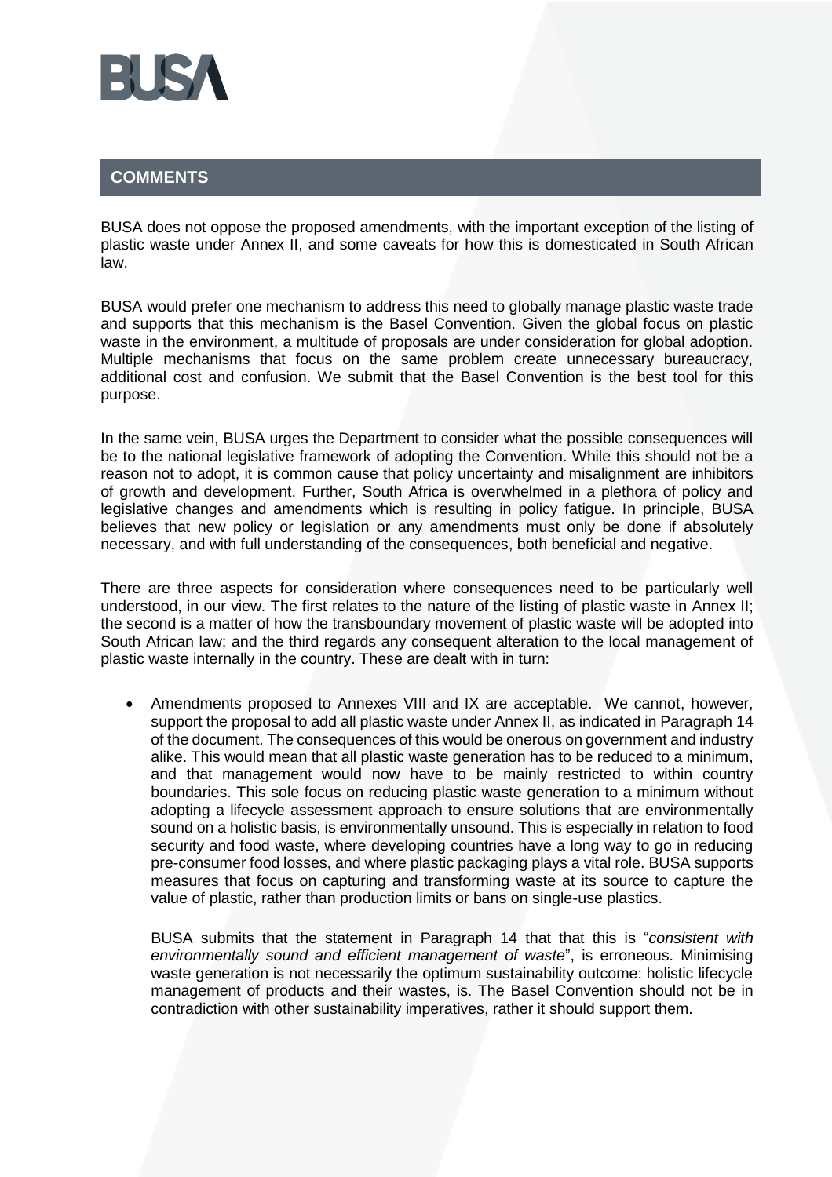## COMMENTS

BUSA does not oppose the proposed amendments, with the important exception of the listing of plastic waste under Annex II, and some caveats for how this is domesticated in South African law.

BUSA would prefer one mechanism to address this need to globally manage plastic waste trade and supports that this mechanism is the Basel Convention. Given the global focus on plastic waste in the environment, a multitude of proposals are under consideration for global adoption. Multiple mechanisms that focus on the same problem create unnecessary bureaucracy, additional cost and confusion. We submit that the Basel Convention is the best tool for this purpose.

In the same vein, BUSA urges the Department to consider what the possible consequences will be to the national legislative framework of adopting the Convention. While this should not be a reason not to adopt, it is common cause that policy uncertainty and misalignment are inhibitors of growth and development. Further, South Africa is overwhelmed in a plethora of policy and legislative changes and amendments which is resulting in policy fatigue. In principle, BUSA believes that new policy or legislation or any amendments must only be done if absolutely necessary, and with full understanding of the consequences, both beneficial and negative.

There are three aspects for consideration where consequences need to be particularly well understood, in our view. The first relates to the nature of the listing of plastic waste in Annex II; the second is a matter of how the transboundary movement of plastic waste will be adopted into South African law; and the third regards any consequent alteration to the local management of plastic waste internally in the country. These are dealt with in turn:

- Amendments proposed to Annexes VIII and IX are acceptable. We cannot, however, support the proposal to add all plastic waste under Annex II, as indicated in Paragraph 14 of the document. The consequences of this would be onerous on government and industry alike. This would mean that all plastic waste generation has to be reduced to a minimum, and that management would now have to be mainly restricted to within country boundaries. This sole focus on reducing plastic waste generation to a minimum without adopting a lifecycle assessment approach to ensure solutions that are environmentally sound on a holistic basis, is environmentally unsound. This is especially in relation to food security and food waste, where developing countries have a long way to go in reducing pre-consumer food losses, and where plastic packaging plays a vital role. BUSA supports measures that focus on capturing and transforming waste at its source to capture the value of plastic, rather than production limits or bans on single-use plastics.

  BUSA submits that the statement in Paragraph 14 that that this is "*consistent with environmentally sound and efficient management of waste*", is erroneous. Minimising waste generation is not necessarily the optimum sustainability outcome: holistic lifecycle management of products and their wastes, is. The Basel Convention should not be in contradiction with other sustainability imperatives, rather it should support them.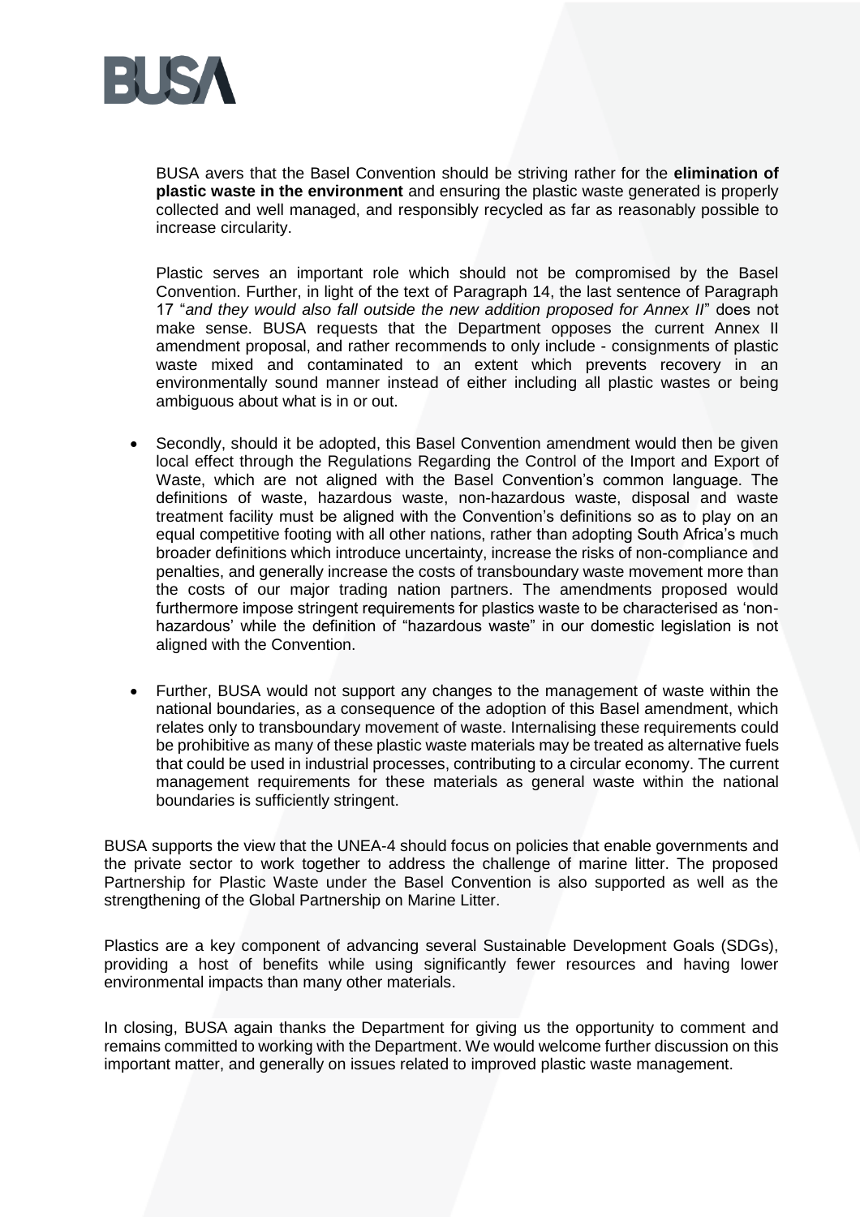BUSA avers that the Basel Convention should be striving rather for the **elimination of plastic waste in the environment** and ensuring the plastic waste generated is properly collected and well managed, and responsibly recycled as far as reasonably possible to increase circularity.

Plastic serves an important role which should not be compromised by the Basel Convention. Further, in light of the text of Paragraph 14, the last sentence of Paragraph 17 "*and they would also fall outside the new addition proposed for Annex II*" does not make sense. BUSA requests that the Department opposes the current Annex II amendment proposal, and rather recommends to only include - consignments of plastic waste mixed and contaminated to an extent which prevents recovery in an environmentally sound manner instead of either including all plastic wastes or being ambiguous about what is in or out.

- Secondly, should it be adopted, this Basel Convention amendment would then be given local effect through the Regulations Regarding the Control of the Import and Export of Waste, which are not aligned with the Basel Convention's common language. The definitions of waste, hazardous waste, non-hazardous waste, disposal and waste treatment facility must be aligned with the Convention's definitions so as to play on an equal competitive footing with all other nations, rather than adopting South Africa's much broader definitions which introduce uncertainty, increase the risks of non-compliance and penalties, and generally increase the costs of transboundary waste movement more than the costs of our major trading nation partners. The amendments proposed would furthermore impose stringent requirements for plastics waste to be characterised as 'non-hazardous' while the definition of "hazardous waste" in our domestic legislation is not aligned with the Convention.
- Further, BUSA would not support any changes to the management of waste within the national boundaries, as a consequence of the adoption of this Basel amendment, which relates only to transboundary movement of waste. Internalising these requirements could be prohibitive as many of these plastic waste materials may be treated as alternative fuels that could be used in industrial processes, contributing to a circular economy. The current management requirements for these materials as general waste within the national boundaries is sufficiently stringent.

BUSA supports the view that the UNEA-4 should focus on policies that enable governments and the private sector to work together to address the challenge of marine litter. The proposed Partnership for Plastic Waste under the Basel Convention is also supported as well as the strengthening of the Global Partnership on Marine Litter.

Plastics are a key component of advancing several Sustainable Development Goals (SDGs), providing a host of benefits while using significantly fewer resources and having lower environmental impacts than many other materials.

In closing, BUSA again thanks the Department for giving us the opportunity to comment and remains committed to working with the Department. We would welcome further discussion on this important matter, and generally on issues related to improved plastic waste management.